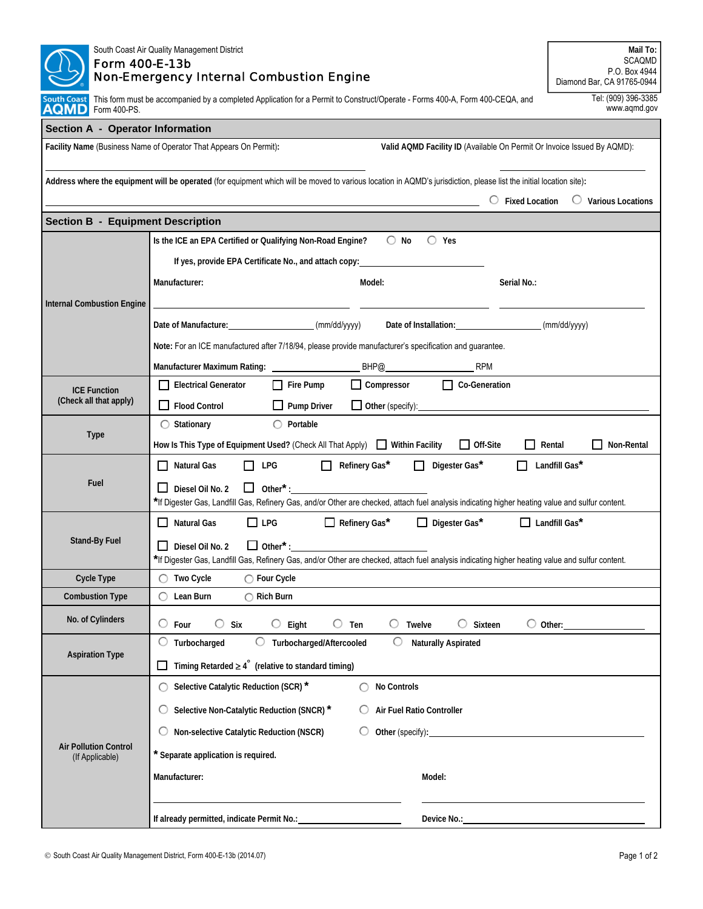South Coast Air Quality Management District

# Form 400-E-13b
## Non-Emergency Internal Combustion Engine

This form must be accompanied by a completed Application for a Permit to Construct/Operate - Forms 400-A, Form 400-CEQA, and Form 400-PS.

**Mail To:**
SCAQMD
P.O. Box 4944
Diamond Bar, CA 91765-0944

Tel: (909) 396-3385
www.aqmd.gov

## Section A - Operator Information

**Facility Name** (Business Name of Operator That Appears On Permit)**:** ______________________

**Valid AQMD Facility ID** (Available On Permit Or Invoice Issued By AQMD): ______________________

**Address where the equipment will be operated** (for equipment which will be moved to various location in AQMD's jurisdiction, please list the initial location site)**:** ______________________

○ Fixed Location ○ Various Locations

## Section B - Equipment Description

| | |
|---|---|
| **Internal Combustion Engine** | **Is the ICE an EPA Certified or Qualifying Non-Road Engine?** ○ No ○ Yes<br>**If yes, provide EPA Certificate No., and attach copy:** ____________<br>**Manufacturer:** ____________ **Model:** ____________ **Serial No.:** ____________<br>**Date of Manufacture:** ____________ (mm/dd/yyyy) **Date of Installation:** ____________ (mm/dd/yyyy)<br>**Note:** For an ICE manufactured after 7/18/94, please provide manufacturer's specification and guarantee.<br>**Manufacturer Maximum Rating:** ____________ BHP@ ____________ RPM |
| **ICE Function (Check all that apply)** | ☐ Electrical Generator ☐ Fire Pump ☐ Compressor ☐ Co-Generation<br>☐ Flood Control ☐ Pump Driver ☐ Other (specify): ____________ |
| **Type** | ○ Stationary ○ Portable<br>**How Is This Type of Equipment Used?** (Check All That Apply) ☐ Within Facility ☐ Off-Site ☐ Rental ☐ Non-Rental |
| **Fuel** | ☐ Natural Gas ☐ LPG ☐ Refinery Gas* ☐ Digester Gas* ☐ Landfill Gas*<br>☐ Diesel Oil No. 2 ☐ Other*: ____________<br>*If Digester Gas, Landfill Gas, Refinery Gas, and/or Other are checked, attach fuel analysis indicating higher heating value and sulfur content. |
| **Stand-By Fuel** | ☐ Natural Gas ☐ LPG ☐ Refinery Gas* ☐ Digester Gas* ☐ Landfill Gas*<br>☐ Diesel Oil No. 2 ☐ Other*: ____________<br>*If Digester Gas, Landfill Gas, Refinery Gas, and/or Other are checked, attach fuel analysis indicating higher heating value and sulfur content. |
| **Cycle Type** | ○ Two Cycle ○ Four Cycle |
| **Combustion Type** | ○ Lean Burn ○ Rich Burn |
| **No. of Cylinders** | ○ Four ○ Six ○ Eight ○ Ten ○ Twelve ○ Sixteen ○ Other: ____________ |
| **Aspiration Type** | ○ Turbocharged ○ Turbocharged/Aftercooled ○ Naturally Aspirated<br>☐ Timing Retarded $\geq 4^{\circ}$ (relative to standard timing) |
| **Air Pollution Control** (If Applicable) | ○ Selective Catalytic Reduction (SCR) * ○ No Controls<br>○ Selective Non-Catalytic Reduction (SNCR) * ○ Air Fuel Ratio Controller<br>○ Non-selective Catalytic Reduction (NSCR) ○ Other (specify): ____________<br>* **Separate application is required.**<br>**Manufacturer:** ____________ **Model:** ____________<br>**If already permitted, indicate Permit No.:** ____________ **Device No.:** ____________ |

© South Coast Air Quality Management District, Form 400-E-13b (2014.07)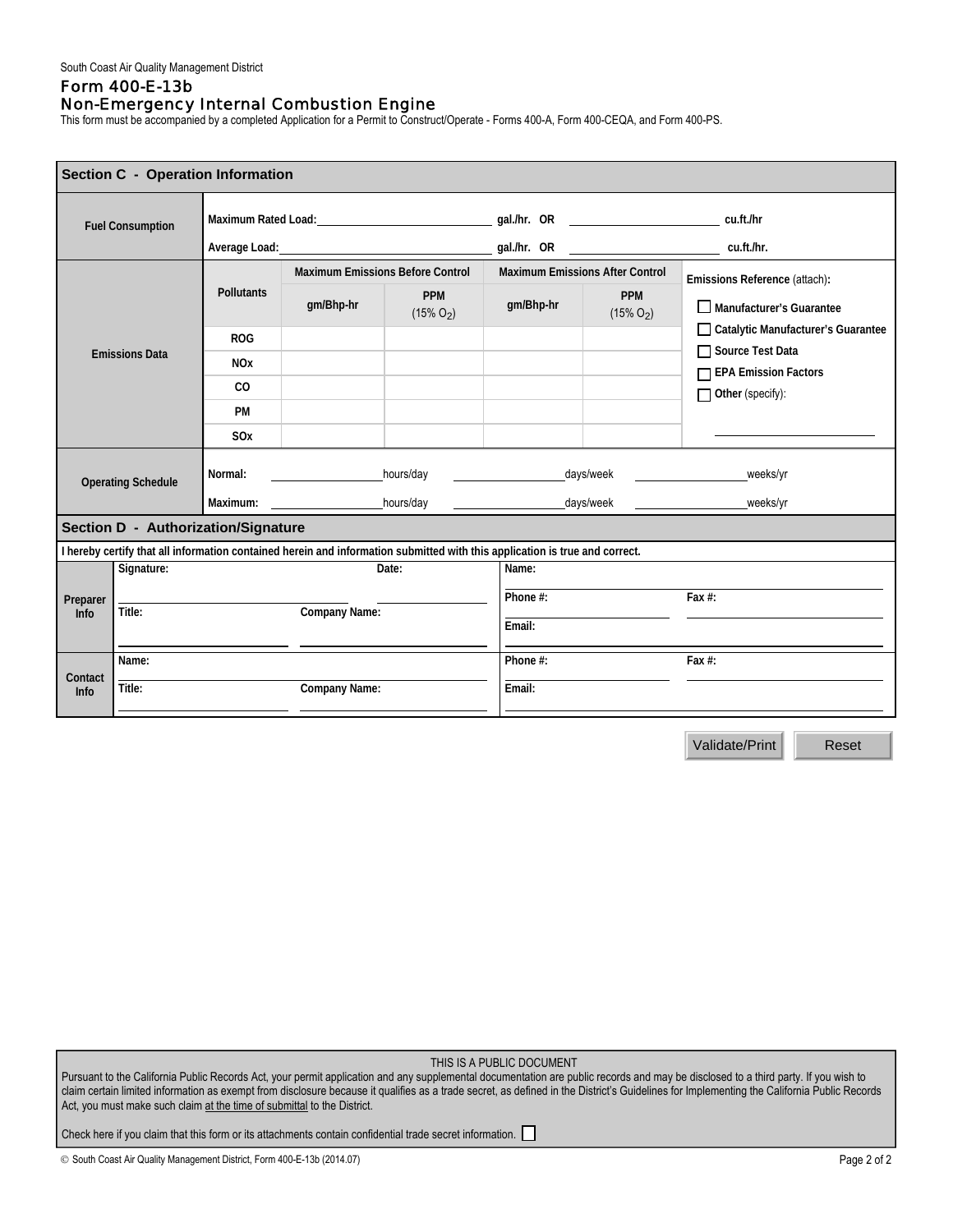South Coast Air Quality Management District

# Form 400-E-13b
## Non-Emergency Internal Combustion Engine

This form must be accompanied by a completed Application for a Permit to Construct/Operate - Forms 400-A, Form 400-CEQA, and Form 400-PS.

### Section C - Operation Information

**Fuel Consumption**

Maximum Rated Load: ________ gal./hr. OR ________ cu.ft./hr

Average Load: ________ gal./hr. OR ________ cu.ft./hr.

**Emissions Data**

| Pollutants | Maximum Emissions Before Control | | Maximum Emissions After Control | |
|---|---|---|---|---|
| | gm/Bhp-hr | PPM (15% $O_2$) | gm/Bhp-hr | PPM (15% $O_2$) |
| ROG | | | | |
| NOx | | | | |
| CO | | | | |
| PM | | | | |
| SOx | | | | |

Emissions Reference (attach):

- ☐ Manufacturer's Guarantee
- ☐ Catalytic Manufacturer's Guarantee
- ☐ Source Test Data
- ☐ EPA Emission Factors
- ☐ Other (specify): ________

**Operating Schedule**

Normal: ________ hours/day ________ days/week ________ weeks/yr

Maximum: ________ hours/day ________ days/week ________ weeks/yr

### Section D - Authorization/Signature

I hereby certify that all information contained herein and information submitted with this application is true and correct.

**Preparer Info**

Signature: ________ Date: ________

Title: ________ Company Name: ________

Name: ________

Phone #: ________ Fax #: ________

Email: ________

**Contact Info**

Name: ________

Title: ________ Company Name: ________

Phone #: ________ Fax #: ________

Email: ________

Validate/Print Reset

THIS IS A PUBLIC DOCUMENT

Pursuant to the California Public Records Act, your permit application and any supplemental documentation are public records and may be disclosed to a third party. If you wish to claim certain limited information as exempt from disclosure because it qualifies as a trade secret, as defined in the District's Guidelines for Implementing the California Public Records Act, you must make such claim at the time of submittal to the District.

Check here if you claim that this form or its attachments contain confidential trade secret information. ☐

© South Coast Air Quality Management District, Form 400-E-13b (2014.07)